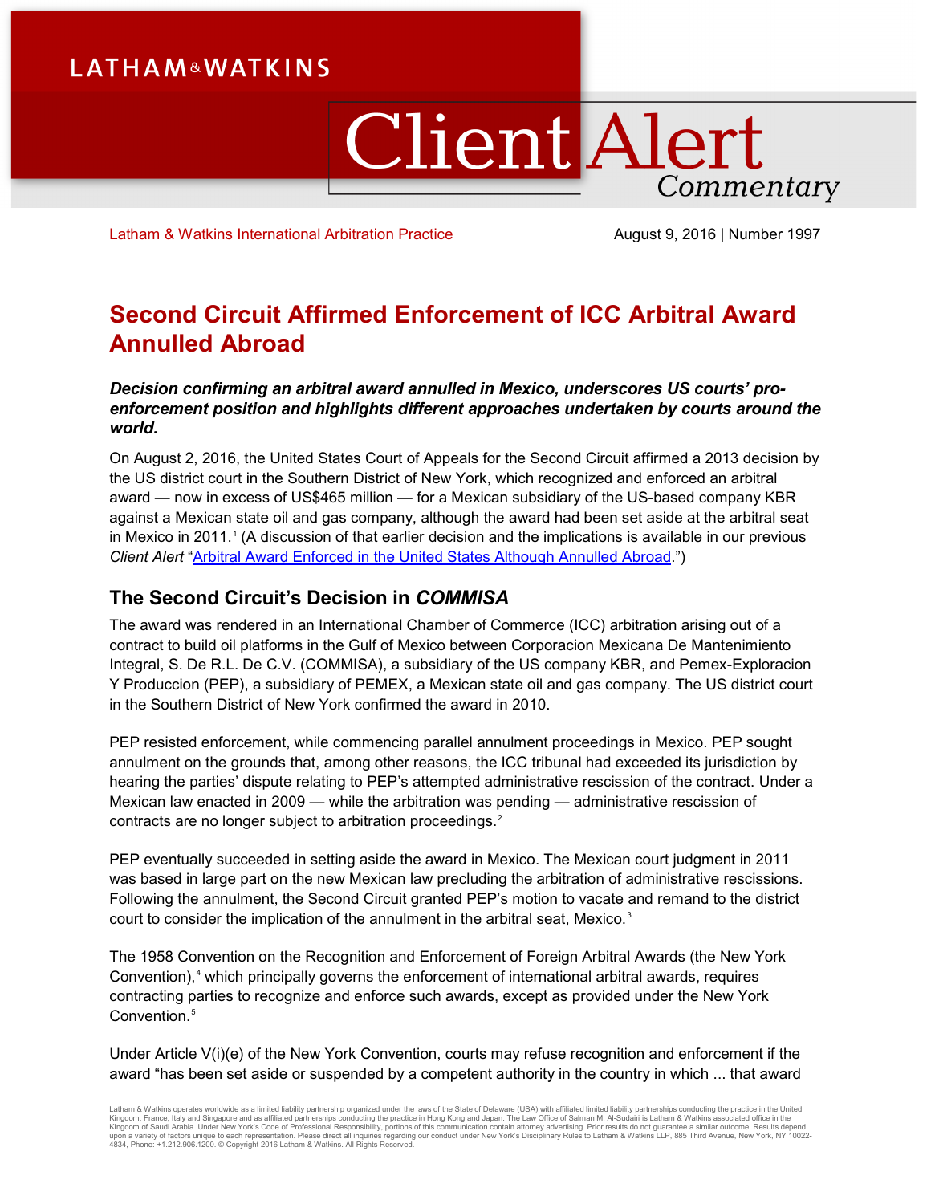LATHAM&WATKINS

# Client Alert Commentary

[Latham & Watkins International Arbitration Practice](#) August 9, 2016 | Number 1997

# Second Circuit Affirmed Enforcement of ICC Arbitral Award Annulled Abroad

***Decision confirming an arbitral award annulled in Mexico, underscores US courts' pro-enforcement position and highlights different approaches undertaken by courts around the world.***

On August 2, 2016, the United States Court of Appeals for the Second Circuit affirmed a 2013 decision by the US district court in the Southern District of New York, which recognized and enforced an arbitral award — now in excess of US$465 million — for a Mexican subsidiary of the US-based company KBR against a Mexican state oil and gas company, although the award had been set aside at the arbitral seat in Mexico in 2011.[1] (A discussion of that earlier decision and the implications is available in our previous *Client Alert* "[Arbitral Award Enforced in the United States Although Annulled Abroad](#).")

## The Second Circuit's Decision in *COMMISA*

The award was rendered in an International Chamber of Commerce (ICC) arbitration arising out of a contract to build oil platforms in the Gulf of Mexico between Corporacion Mexicana De Mantenimiento Integral, S. De R.L. De C.V. (COMMISA), a subsidiary of the US company KBR, and Pemex-Exploracion Y Produccion (PEP), a subsidiary of PEMEX, a Mexican state oil and gas company. The US district court in the Southern District of New York confirmed the award in 2010.

PEP resisted enforcement, while commencing parallel annulment proceedings in Mexico. PEP sought annulment on the grounds that, among other reasons, the ICC tribunal had exceeded its jurisdiction by hearing the parties' dispute relating to PEP's attempted administrative rescission of the contract. Under a Mexican law enacted in 2009 — while the arbitration was pending — administrative rescission of contracts are no longer subject to arbitration proceedings.[2]

PEP eventually succeeded in setting aside the award in Mexico. The Mexican court judgment in 2011 was based in large part on the new Mexican law precluding the arbitration of administrative rescissions. Following the annulment, the Second Circuit granted PEP's motion to vacate and remand to the district court to consider the implication of the annulment in the arbitral seat, Mexico.[3]

The 1958 Convention on the Recognition and Enforcement of Foreign Arbitral Awards (the New York Convention),[4] which principally governs the enforcement of international arbitral awards, requires contracting parties to recognize and enforce such awards, except as provided under the New York Convention.[5]

Under Article V(i)(e) of the New York Convention, courts may refuse recognition and enforcement if the award "has been set aside or suspended by a competent authority in the country in which ... that award

Latham & Watkins operates worldwide as a limited liability partnership organized under the laws of the State of Delaware (USA) with affiliated limited liability partnerships conducting the practice in the United Kingdom, France, Italy and Singapore and as affiliated partnerships conducting the practice in Hong Kong and Japan. The Law Office of Salman M. Al-Sudairi is Latham & Watkins associated office in the Kingdom of Saudi Arabia. Under New York's Code of Professional Responsibility, portions of this communication contain attorney advertising. Prior results do not guarantee a similar outcome. Results depend upon a variety of factors unique to each representation. Please direct all inquiries regarding our conduct under New York's Disciplinary Rules to Latham & Watkins LLP, 885 Third Avenue, New York, NY 10022-4834, Phone: +1.212.906.1200. © Copyright 2016 Latham & Watkins. All Rights Reserved.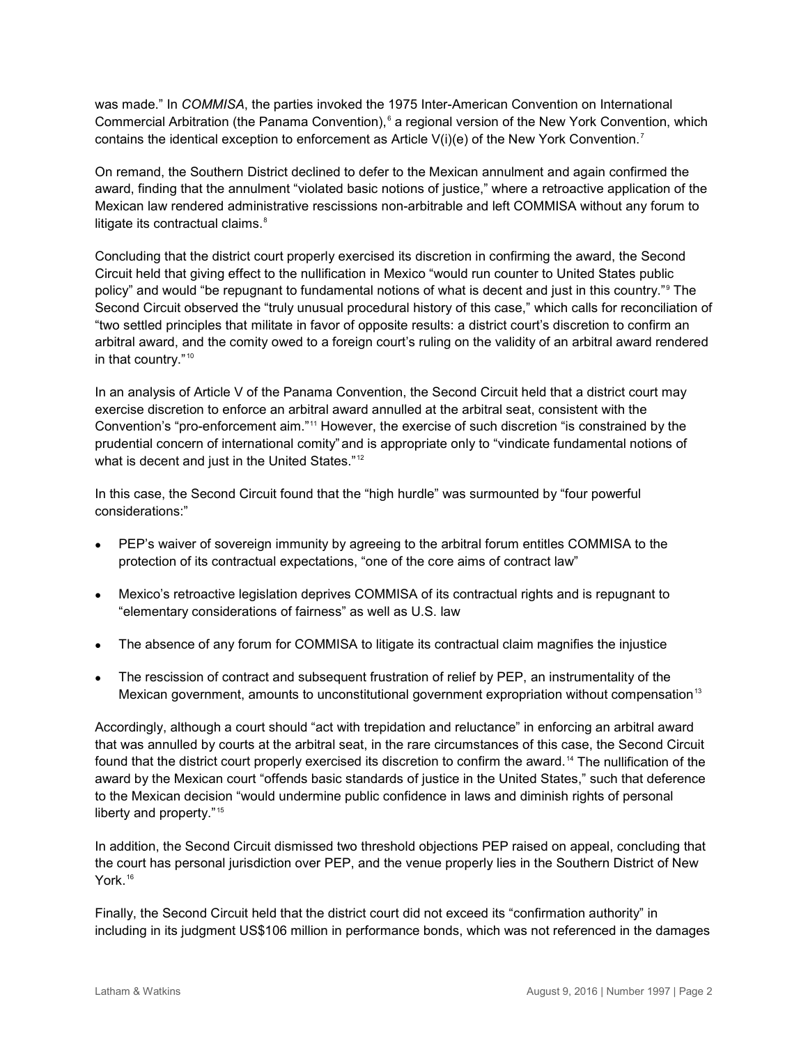was made." In *COMMISA*, the parties invoked the 1975 Inter-American Convention on International Commercial Arbitration (the Panama Convention),[6] a regional version of the New York Convention, which contains the identical exception to enforcement as Article V(i)(e) of the New York Convention.[7]

On remand, the Southern District declined to defer to the Mexican annulment and again confirmed the award, finding that the annulment "violated basic notions of justice," where a retroactive application of the Mexican law rendered administrative rescissions non-arbitrable and left COMMISA without any forum to litigate its contractual claims.[8]

Concluding that the district court properly exercised its discretion in confirming the award, the Second Circuit held that giving effect to the nullification in Mexico "would run counter to United States public policy" and would "be repugnant to fundamental notions of what is decent and just in this country."[9] The Second Circuit observed the "truly unusual procedural history of this case," which calls for reconciliation of "two settled principles that militate in favor of opposite results: a district court's discretion to confirm an arbitral award, and the comity owed to a foreign court's ruling on the validity of an arbitral award rendered in that country."[10]

In an analysis of Article V of the Panama Convention, the Second Circuit held that a district court may exercise discretion to enforce an arbitral award annulled at the arbitral seat, consistent with the Convention's "pro-enforcement aim."[11] However, the exercise of such discretion "is constrained by the prudential concern of international comity" and is appropriate only to "vindicate fundamental notions of what is decent and just in the United States."[12]

In this case, the Second Circuit found that the "high hurdle" was surmounted by "four powerful considerations:"

- PEP's waiver of sovereign immunity by agreeing to the arbitral forum entitles COMMISA to the protection of its contractual expectations, "one of the core aims of contract law"
- Mexico's retroactive legislation deprives COMMISA of its contractual rights and is repugnant to "elementary considerations of fairness" as well as U.S. law
- The absence of any forum for COMMISA to litigate its contractual claim magnifies the injustice
- The rescission of contract and subsequent frustration of relief by PEP, an instrumentality of the Mexican government, amounts to unconstitutional government expropriation without compensation[13]

Accordingly, although a court should "act with trepidation and reluctance" in enforcing an arbitral award that was annulled by courts at the arbitral seat, in the rare circumstances of this case, the Second Circuit found that the district court properly exercised its discretion to confirm the award.[14] The nullification of the award by the Mexican court "offends basic standards of justice in the United States," such that deference to the Mexican decision "would undermine public confidence in laws and diminish rights of personal liberty and property."[15]

In addition, the Second Circuit dismissed two threshold objections PEP raised on appeal, concluding that the court has personal jurisdiction over PEP, and the venue properly lies in the Southern District of New York.[16]

Finally, the Second Circuit held that the district court did not exceed its "confirmation authority" in including in its judgment US$106 million in performance bonds, which was not referenced in the damages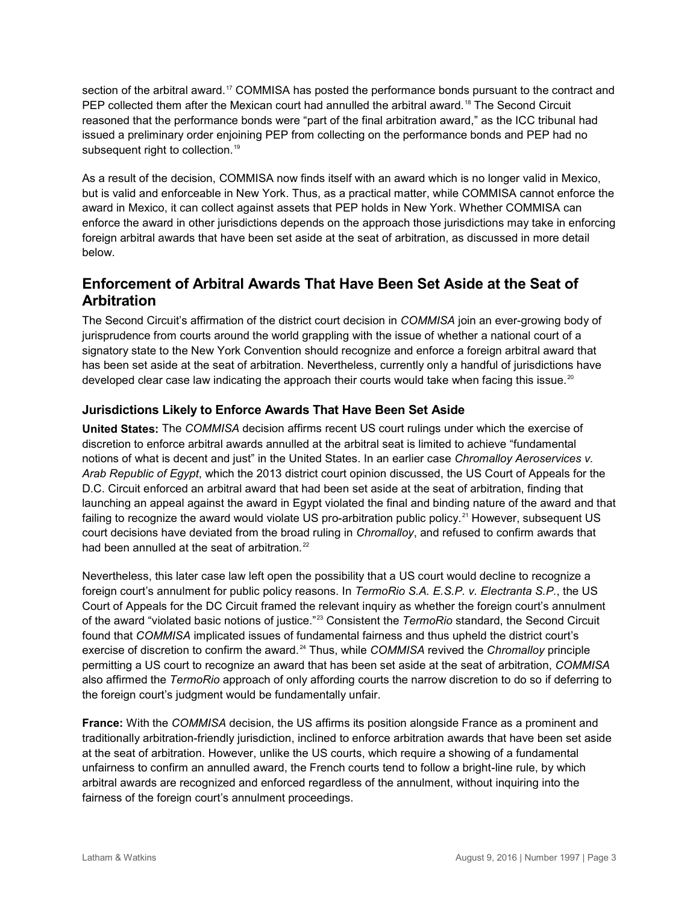section of the arbitral award.[17] COMMISA has posted the performance bonds pursuant to the contract and PEP collected them after the Mexican court had annulled the arbitral award.[18] The Second Circuit reasoned that the performance bonds were "part of the final arbitration award," as the ICC tribunal had issued a preliminary order enjoining PEP from collecting on the performance bonds and PEP had no subsequent right to collection.[19]

As a result of the decision, COMMISA now finds itself with an award which is no longer valid in Mexico, but is valid and enforceable in New York. Thus, as a practical matter, while COMMISA cannot enforce the award in Mexico, it can collect against assets that PEP holds in New York. Whether COMMISA can enforce the award in other jurisdictions depends on the approach those jurisdictions may take in enforcing foreign arbitral awards that have been set aside at the seat of arbitration, as discussed in more detail below.

## Enforcement of Arbitral Awards That Have Been Set Aside at the Seat of Arbitration

The Second Circuit's affirmation of the district court decision in *COMMISA* join an ever-growing body of jurisprudence from courts around the world grappling with the issue of whether a national court of a signatory state to the New York Convention should recognize and enforce a foreign arbitral award that has been set aside at the seat of arbitration. Nevertheless, currently only a handful of jurisdictions have developed clear case law indicating the approach their courts would take when facing this issue.[20]

### Jurisdictions Likely to Enforce Awards That Have Been Set Aside

**United States:** The *COMMISA* decision affirms recent US court rulings under which the exercise of discretion to enforce arbitral awards annulled at the arbitral seat is limited to achieve "fundamental notions of what is decent and just" in the United States. In an earlier case *Chromalloy Aeroservices v. Arab Republic of Egypt*, which the 2013 district court opinion discussed, the US Court of Appeals for the D.C. Circuit enforced an arbitral award that had been set aside at the seat of arbitration, finding that launching an appeal against the award in Egypt violated the final and binding nature of the award and that failing to recognize the award would violate US pro-arbitration public policy.[21] However, subsequent US court decisions have deviated from the broad ruling in *Chromalloy*, and refused to confirm awards that had been annulled at the seat of arbitration.[22]

Nevertheless, this later case law left open the possibility that a US court would decline to recognize a foreign court's annulment for public policy reasons. In *TermoRio S.A. E.S.P. v. Electranta S.P.*, the US Court of Appeals for the DC Circuit framed the relevant inquiry as whether the foreign court's annulment of the award "violated basic notions of justice."[23] Consistent the *TermoRio* standard, the Second Circuit found that *COMMISA* implicated issues of fundamental fairness and thus upheld the district court's exercise of discretion to confirm the award.[24] Thus, while *COMMISA* revived the *Chromalloy* principle permitting a US court to recognize an award that has been set aside at the seat of arbitration, *COMMISA* also affirmed the *TermoRio* approach of only affording courts the narrow discretion to do so if deferring to the foreign court's judgment would be fundamentally unfair.

**France:** With the *COMMISA* decision, the US affirms its position alongside France as a prominent and traditionally arbitration-friendly jurisdiction, inclined to enforce arbitration awards that have been set aside at the seat of arbitration. However, unlike the US courts, which require a showing of a fundamental unfairness to confirm an annulled award, the French courts tend to follow a bright-line rule, by which arbitral awards are recognized and enforced regardless of the annulment, without inquiring into the fairness of the foreign court's annulment proceedings.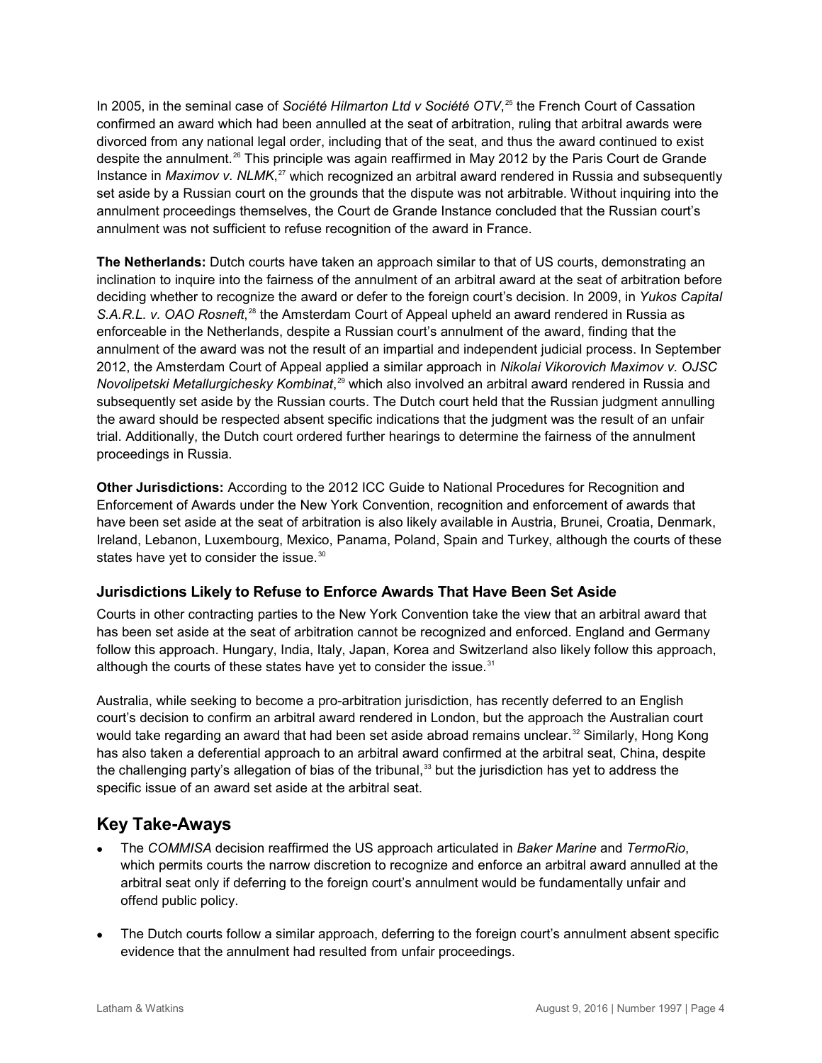In 2005, in the seminal case of *Société Hilmarton Ltd v Société OTV*,[25] the French Court of Cassation confirmed an award which had been annulled at the seat of arbitration, ruling that arbitral awards were divorced from any national legal order, including that of the seat, and thus the award continued to exist despite the annulment.[26] This principle was again reaffirmed in May 2012 by the Paris Court de Grande Instance in *Maximov v. NLMK*,[27] which recognized an arbitral award rendered in Russia and subsequently set aside by a Russian court on the grounds that the dispute was not arbitrable. Without inquiring into the annulment proceedings themselves, the Court de Grande Instance concluded that the Russian court's annulment was not sufficient to refuse recognition of the award in France.

**The Netherlands:** Dutch courts have taken an approach similar to that of US courts, demonstrating an inclination to inquire into the fairness of the annulment of an arbitral award at the seat of arbitration before deciding whether to recognize the award or defer to the foreign court's decision. In 2009, in *Yukos Capital S.A.R.L. v. OAO Rosneft*,[28] the Amsterdam Court of Appeal upheld an award rendered in Russia as enforceable in the Netherlands, despite a Russian court's annulment of the award, finding that the annulment of the award was not the result of an impartial and independent judicial process. In September 2012, the Amsterdam Court of Appeal applied a similar approach in *Nikolai Vikorovich Maximov v. OJSC Novolipetski Metallurgichesky Kombinat*,[29] which also involved an arbitral award rendered in Russia and subsequently set aside by the Russian courts. The Dutch court held that the Russian judgment annulling the award should be respected absent specific indications that the judgment was the result of an unfair trial. Additionally, the Dutch court ordered further hearings to determine the fairness of the annulment proceedings in Russia.

**Other Jurisdictions:** According to the 2012 ICC Guide to National Procedures for Recognition and Enforcement of Awards under the New York Convention, recognition and enforcement of awards that have been set aside at the seat of arbitration is also likely available in Austria, Brunei, Croatia, Denmark, Ireland, Lebanon, Luxembourg, Mexico, Panama, Poland, Spain and Turkey, although the courts of these states have yet to consider the issue.[30]

### Jurisdictions Likely to Refuse to Enforce Awards That Have Been Set Aside

Courts in other contracting parties to the New York Convention take the view that an arbitral award that has been set aside at the seat of arbitration cannot be recognized and enforced. England and Germany follow this approach. Hungary, India, Italy, Japan, Korea and Switzerland also likely follow this approach, although the courts of these states have yet to consider the issue.[31]

Australia, while seeking to become a pro-arbitration jurisdiction, has recently deferred to an English court's decision to confirm an arbitral award rendered in London, but the approach the Australian court would take regarding an award that had been set aside abroad remains unclear.[32] Similarly, Hong Kong has also taken a deferential approach to an arbitral award confirmed at the arbitral seat, China, despite the challenging party's allegation of bias of the tribunal,[33] but the jurisdiction has yet to address the specific issue of an award set aside at the arbitral seat.

## Key Take-Aways

- The *COMMISA* decision reaffirmed the US approach articulated in *Baker Marine* and *TermoRio*, which permits courts the narrow discretion to recognize and enforce an arbitral award annulled at the arbitral seat only if deferring to the foreign court's annulment would be fundamentally unfair and offend public policy.
- The Dutch courts follow a similar approach, deferring to the foreign court's annulment absent specific evidence that the annulment had resulted from unfair proceedings.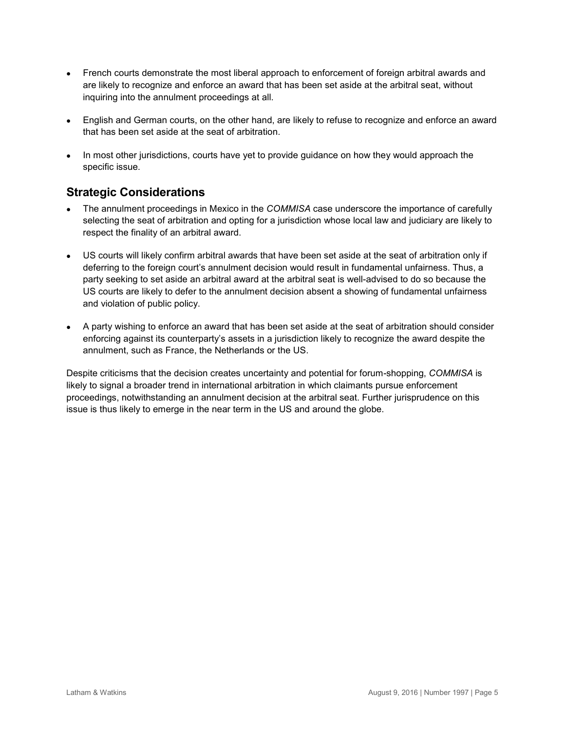- French courts demonstrate the most liberal approach to enforcement of foreign arbitral awards and are likely to recognize and enforce an award that has been set aside at the arbitral seat, without inquiring into the annulment proceedings at all.
- English and German courts, on the other hand, are likely to refuse to recognize and enforce an award that has been set aside at the seat of arbitration.
- In most other jurisdictions, courts have yet to provide guidance on how they would approach the specific issue.

## Strategic Considerations

- The annulment proceedings in Mexico in the *COMMISA* case underscore the importance of carefully selecting the seat of arbitration and opting for a jurisdiction whose local law and judiciary are likely to respect the finality of an arbitral award.
- US courts will likely confirm arbitral awards that have been set aside at the seat of arbitration only if deferring to the foreign court's annulment decision would result in fundamental unfairness. Thus, a party seeking to set aside an arbitral award at the arbitral seat is well-advised to do so because the US courts are likely to defer to the annulment decision absent a showing of fundamental unfairness and violation of public policy.
- A party wishing to enforce an award that has been set aside at the seat of arbitration should consider enforcing against its counterparty's assets in a jurisdiction likely to recognize the award despite the annulment, such as France, the Netherlands or the US.

Despite criticisms that the decision creates uncertainty and potential for forum-shopping, *COMMISA* is likely to signal a broader trend in international arbitration in which claimants pursue enforcement proceedings, notwithstanding an annulment decision at the arbitral seat. Further jurisprudence on this issue is thus likely to emerge in the near term in the US and around the globe.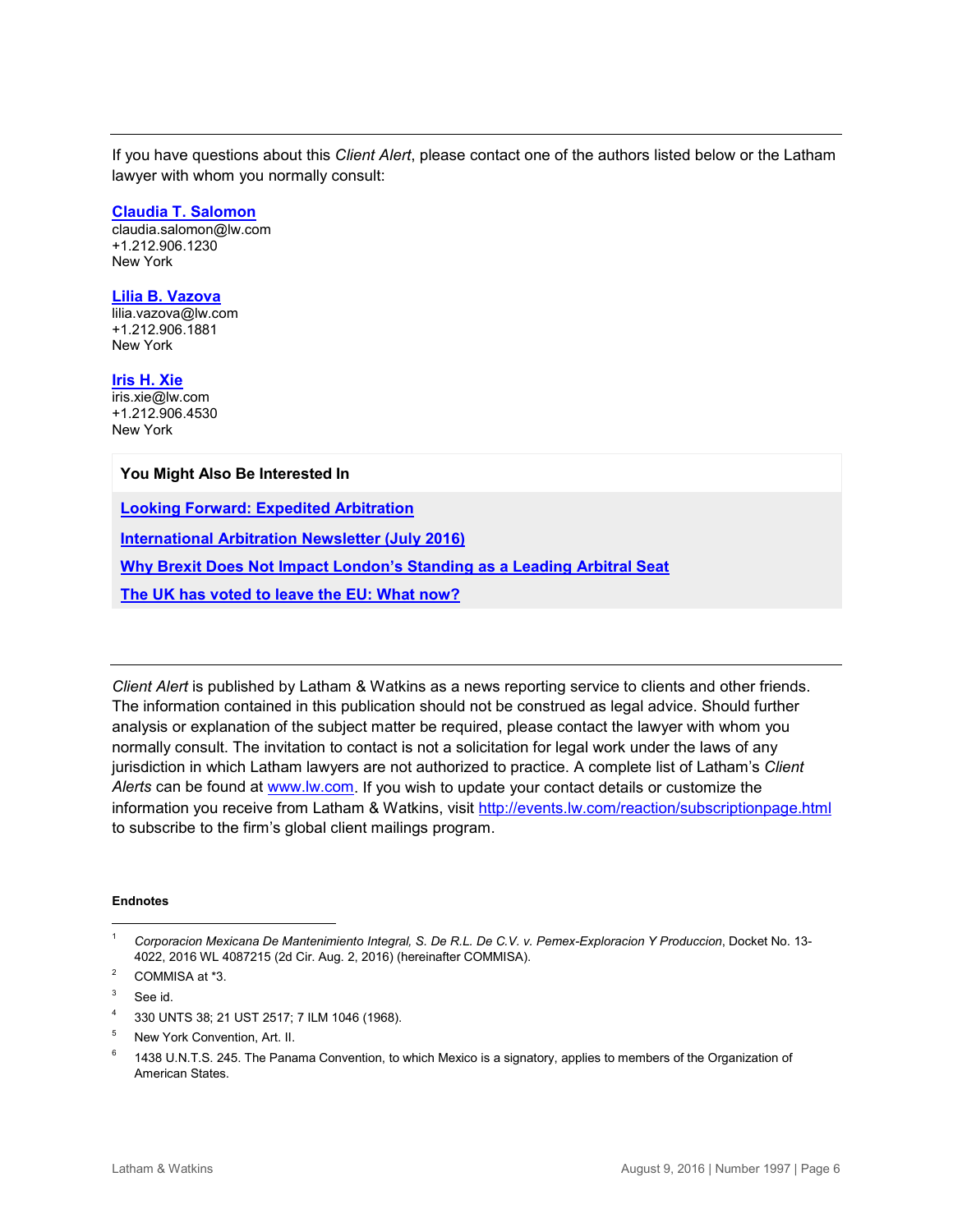If you have questions about this *Client Alert*, please contact one of the authors listed below or the Latham lawyer with whom you normally consult:

**Claudia T. Salomon**
claudia.salomon@lw.com
+1.212.906.1230
New York

**Lilia B. Vazova**
lilia.vazova@lw.com
+1.212.906.1881
New York

**Iris H. Xie**
iris.xie@lw.com
+1.212.906.4530
New York

**You Might Also Be Interested In**

**Looking Forward: Expedited Arbitration**

**International Arbitration Newsletter (July 2016)**

**Why Brexit Does Not Impact London's Standing as a Leading Arbitral Seat**

**The UK has voted to leave the EU: What now?**

---

*Client Alert* is published by Latham & Watkins as a news reporting service to clients and other friends. The information contained in this publication should not be construed as legal advice. Should further analysis or explanation of the subject matter be required, please contact the lawyer with whom you normally consult. The invitation to contact is not a solicitation for legal work under the laws of any jurisdiction in which Latham lawyers are not authorized to practice. A complete list of Latham's *Client Alerts* can be found at www.lw.com. If you wish to update your contact details or customize the information you receive from Latham & Watkins, visit http://events.lw.com/reaction/subscriptionpage.html to subscribe to the firm's global client mailings program.

**Endnotes**

1. *Corporacion Mexicana De Mantenimiento Integral, S. De R.L. De C.V. v. Pemex-Exploracion Y Produccion*, Docket No. 13-4022, 2016 WL 4087215 (2d Cir. Aug. 2, 2016) (hereinafter COMMISA).
2. COMMISA at *3.
3. See id.
4. 330 UNTS 38; 21 UST 2517; 7 ILM 1046 (1968).
5. New York Convention, Art. II.
6. 1438 U.N.T.S. 245. The Panama Convention, to which Mexico is a signatory, applies to members of the Organization of American States.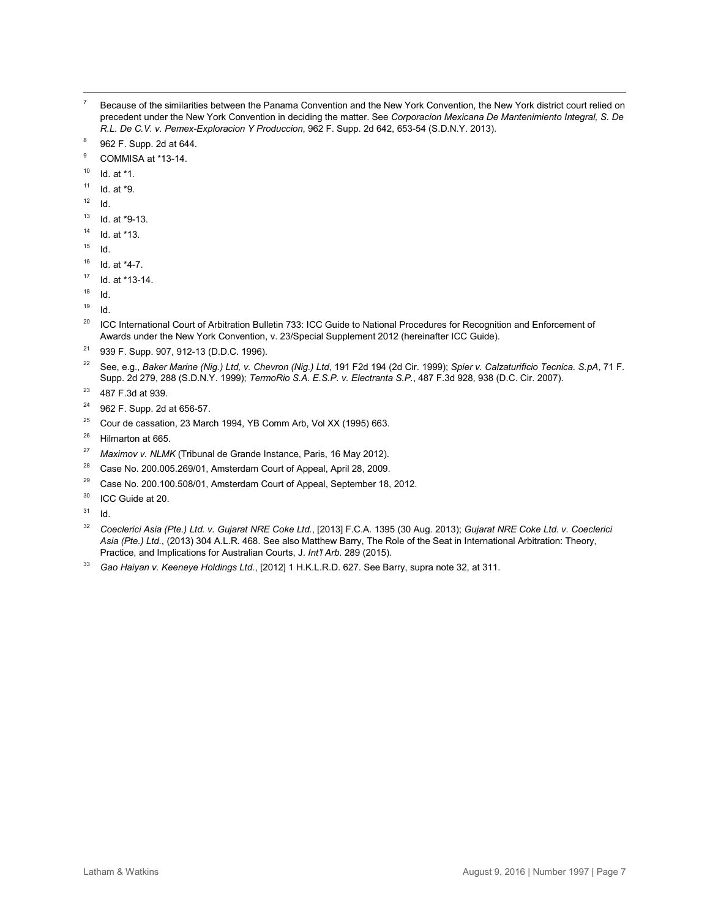[7] Because of the similarities between the Panama Convention and the New York Convention, the New York district court relied on precedent under the New York Convention in deciding the matter. See *Corporacion Mexicana De Mantenimiento Integral, S. De R.L. De C.V. v. Pemex-Exploracion Y Produccion*, 962 F. Supp. 2d 642, 653-54 (S.D.N.Y. 2013).

[8] 962 F. Supp. 2d at 644.

[9] COMMISA at *13-14.

[10] Id. at *1.

[11] Id. at *9.

[12] Id.

[13] Id. at *9-13.

[14] Id. at *13.

[15] Id.

[16] Id. at *4-7.

[17] Id. at *13-14.

[18] Id.

[19] Id.

[20] ICC International Court of Arbitration Bulletin 733: ICC Guide to National Procedures for Recognition and Enforcement of Awards under the New York Convention, v. 23/Special Supplement 2012 (hereinafter ICC Guide).

[21] 939 F. Supp. 907, 912-13 (D.D.C. 1996).

[22] See, e.g., *Baker Marine (Nig.) Ltd, v. Chevron (Nig.) Ltd*, 191 F2d 194 (2d Cir. 1999); *Spier v. Calzaturificio Tecnica. S.pA*, 71 F. Supp. 2d 279, 288 (S.D.N.Y. 1999); *TermoRio S.A. E.S.P. v. Electranta S.P.*, 487 F.3d 928, 938 (D.C. Cir. 2007).

[23] 487 F.3d at 939.

[24] 962 F. Supp. 2d at 656-57.

[25] Cour de cassation, 23 March 1994, YB Comm Arb, Vol XX (1995) 663.

[26] Hilmarton at 665.

[27] *Maximov v. NLMK* (Tribunal de Grande Instance, Paris, 16 May 2012).

[28] Case No. 200.005.269/01, Amsterdam Court of Appeal, April 28, 2009.

[29] Case No. 200.100.508/01, Amsterdam Court of Appeal, September 18, 2012.

[30] ICC Guide at 20.

[31] Id.

[32] *Coeclerici Asia (Pte.) Ltd. v. Gujarat NRE Coke Ltd.*, [2013] F.C.A. 1395 (30 Aug. 2013); *Gujarat NRE Coke Ltd. v. Coeclerici Asia (Pte.) Ltd.*, (2013) 304 A.L.R. 468. See also Matthew Barry, The Role of the Seat in International Arbitration: Theory, Practice, and Implications for Australian Courts, J. *Int'l Arb.* 289 (2015).

[33] *Gao Haiyan v. Keeneye Holdings Ltd.*, [2012] 1 H.K.L.R.D. 627. See Barry, supra note 32, at 311.